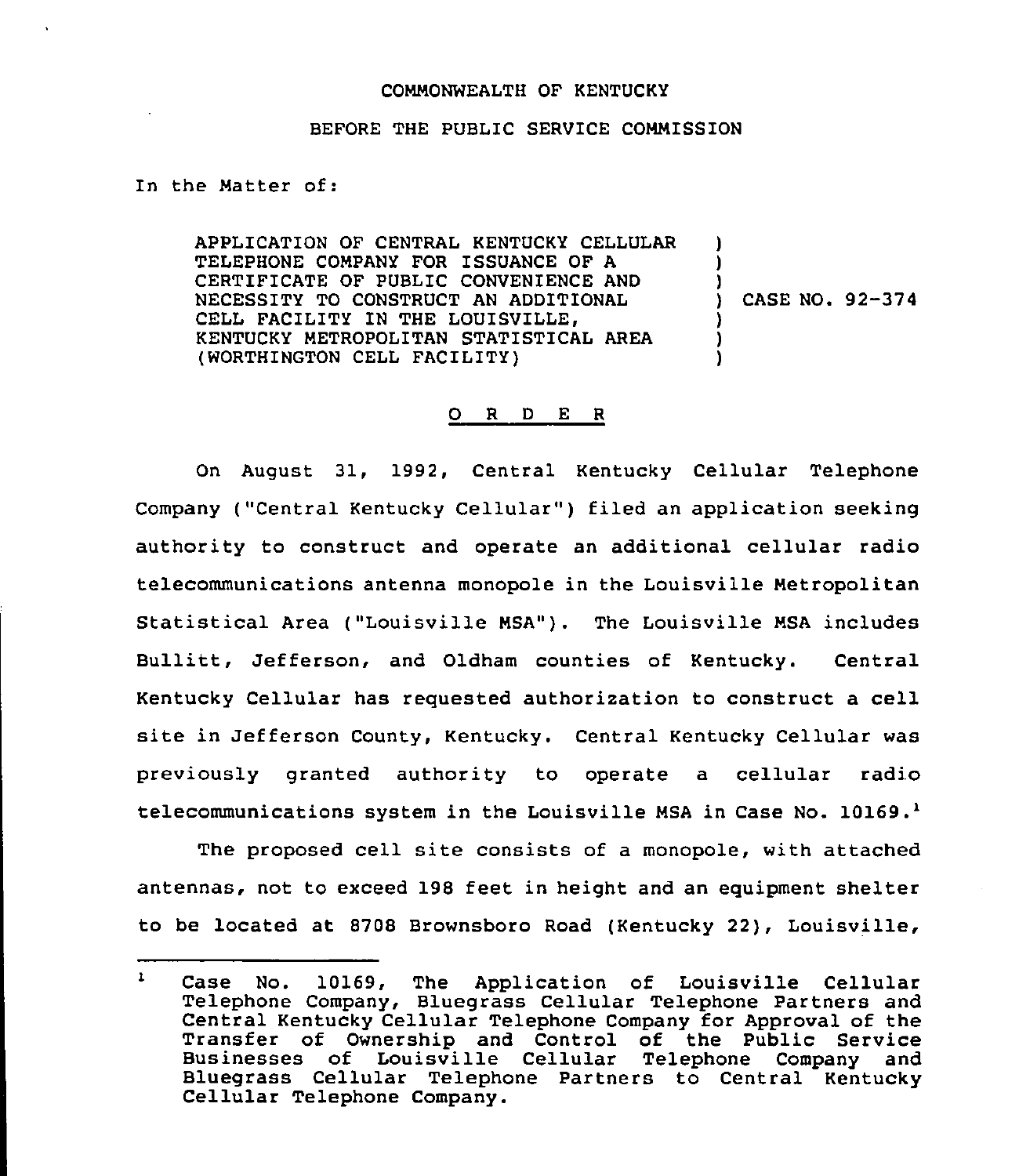COMMONWEALTH OF KENTUCKY

BEFORE THE PUBLIC SERVICE COMMISSION

In the Matter of:

APPLICATION OF CENTRAL KENTUCKY CELLULAR TELEPHONE COMPANY FOR ISSUANCE OF A CERTIFICATE OF PUBLIC CONVENIENCE AND NECESSITY TO CONSTRUCT AN ADDITIONAL CELL FACILITY IN THE LOUISVILLE, KENTUCKY METROPOLITAN STATISTICAL AREA (WORTHINGTON CELL FACILITY) ) CASE NO. 92-374

# ORDER

On August 31, 1992, Central Kentucky Cellular Telephone Company ("Central Kentucky Cellular") filed an application seeking authority to construct and operate an additional cellular radio telecommunications antenna monopole in the Louisville Metropolitan Statistical Area ("Louisville MSA"). The Louisville MSA includes Bullitt, Jefferson, and Oldham counties of Kentucky. Central Kentucky Cellular has requested authorization to construct a cell site in Jefferson County, Kentucky. Central Kentucky Cellular was previously granted authority to operate a cellular radio telecommunications system in the Louisville MSA in Case No. 10169.[1]

The proposed cell site consists of a monopole, with attached antennas, not to exceed 198 feet in height and an equipment shelter to be located at 8708 Brownsboro Road (Kentucky 22), Louisville,

[1] Case No. 10169, The Application of Louisville Cellular Telephone Company, Bluegrass Cellular Telephone Partners and Central Kentucky Cellular Telephone Company for Approval of the Transfer of Ownership and Control of the Public Service Businesses of Louisville Cellular Telephone Company and Bluegrass Cellular Telephone Partners to Central Kentucky Cellular Telephone Company.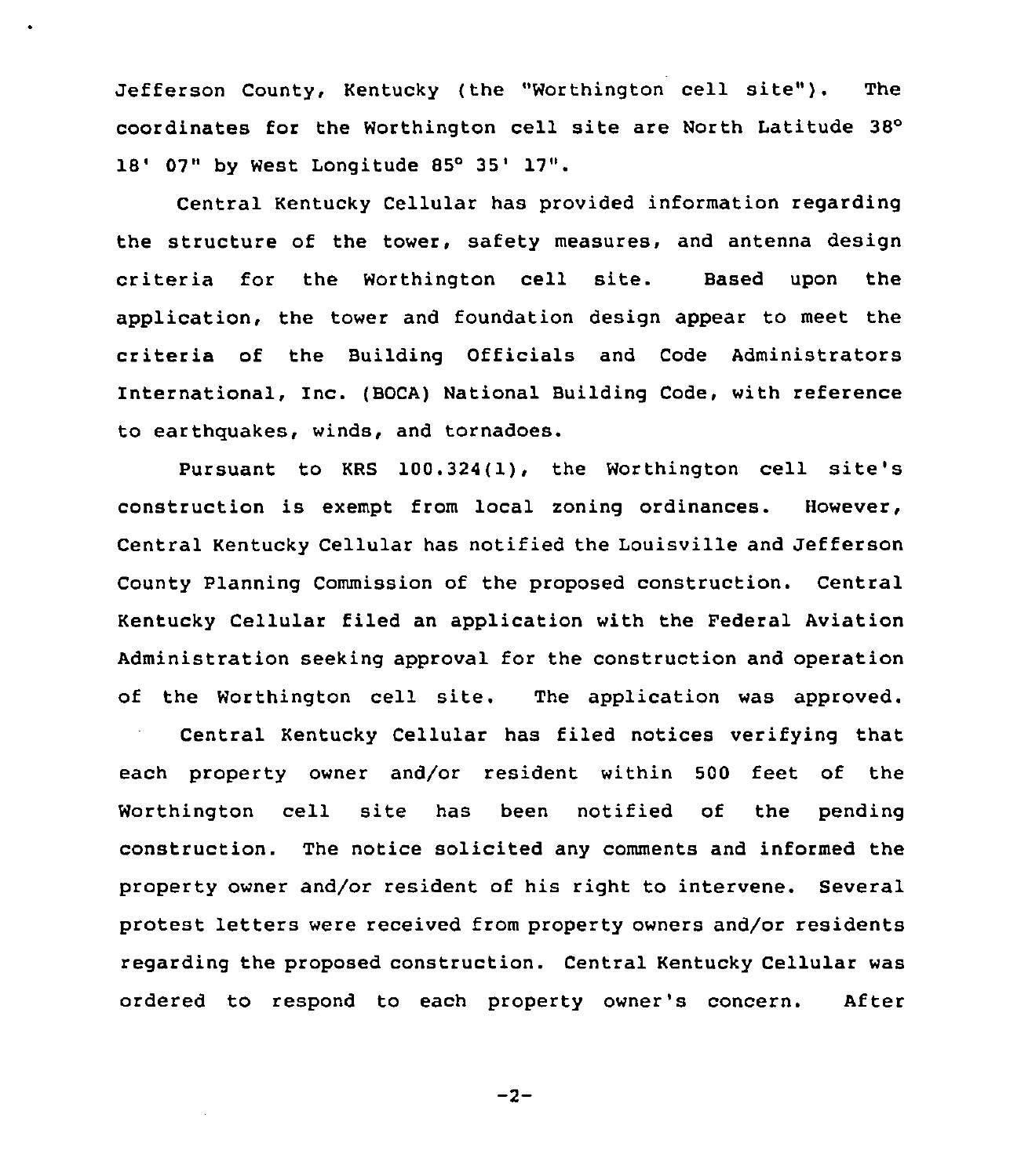Jefferson County, Kentucky (the "Worthington cell site"). The coordinates for the Worthington cell site are North Latitude 38° 18' 07" by West Longitude 85° 35' 17".

Central Kentucky Cellular has provided information regarding the structure of the tower, safety measures, and antenna design criteria for the Worthington cell site. Based upon the application, the tower and foundation design appear to meet the criteria of the Building Officials and Code Administrators International, Inc. (BOCA) National Building Code, with reference to earthquakes, winds, and tornadoes.

Pursuant to KRS 100.324(1), the Worthington cell site's construction is exempt from local zoning ordinances. However, Central Kentucky Cellular has notified the Louisville and Jefferson County Planning Commission of the proposed construction. Central Kentucky Cellular filed an application with the Federal Aviation Administration seeking approval for the construction and operation of the Worthington cell site. The application was approved.

Central Kentucky Cellular has filed notices verifying that each property owner and/or resident within 500 feet of the Worthington cell site has been notified of the pending construction. The notice solicited any comments and informed the property owner and/or resident of his right to intervene. Several protest letters were received from property owners and/or residents regarding the proposed construction. Central Kentucky Cellular was ordered to respond to each property owner's concern. After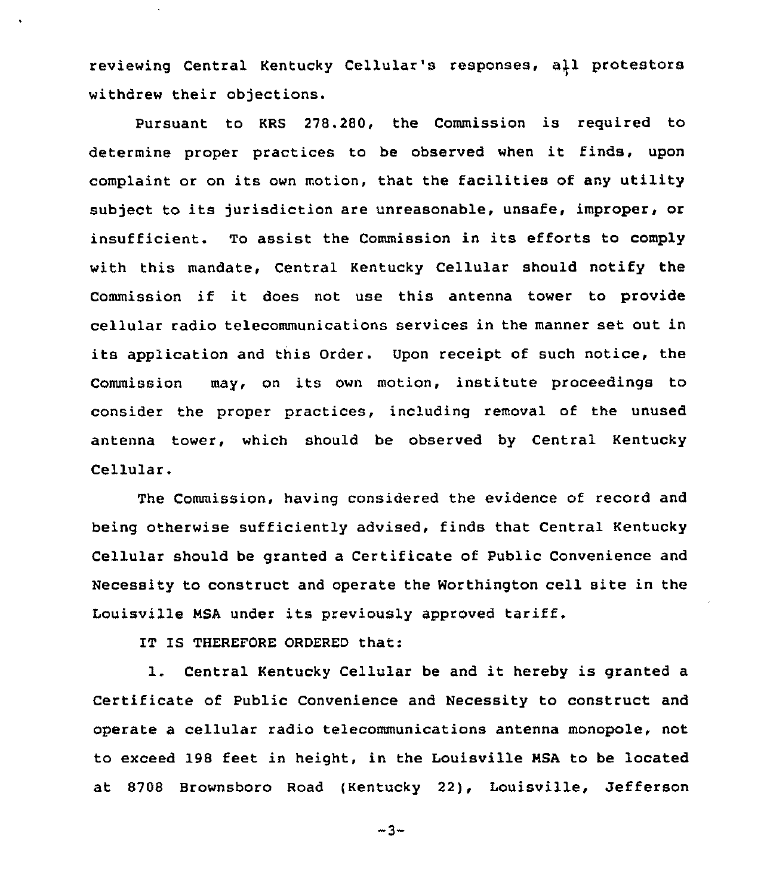reviewing Central Kentucky Cellular's responses, all protestors withdrew their objections.

Pursuant to KRS 278.280, the Commission is required to determine proper practices to be observed when it finds, upon complaint or on its own motion, that the facilities of any utility subject to its jurisdiction are unreasonable, unsafe, improper, or insufficient. To assist the Commission in its efforts to comply with this mandate, Central Kentucky Cellular should notify the Commission if it does not use this antenna tower to provide cellular radio telecommunications services in the manner set out in its application and this Order. Upon receipt of such notice, the Commission may, on its own motion, institute proceedings to consider the proper practices, including removal of the unused antenna tower, which should be observed by Central Kentucky Cellular.

The Commission, having considered the evidence of record and being otherwise sufficiently advised, finds that Central Kentucky Cellular should be granted a Certificate of Public Convenience and Necessity to construct and operate the Worthington cell site in the Louisville MSA under its previously approved tariff.

IT IS THEREFORE ORDERED that:

1. Central Kentucky Cellular be and it hereby is granted a Certificate of Public Convenience and Necessity to construct and operate a cellular radio telecommunications antenna monopole, not to exceed 198 feet in height, in the Louisville MSA to be located at 8708 Brownsboro Road (Kentucky 22), Louisville, Jefferson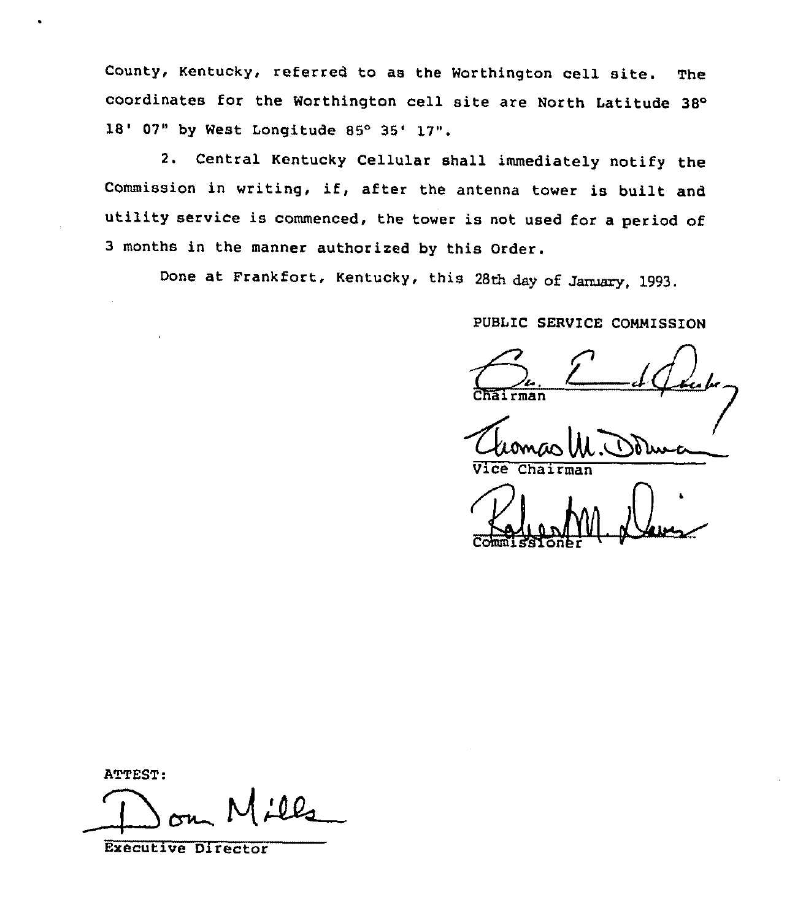County, Kentucky, referred to as the Worthington cell site. The coordinates for the Worthington cell site are North Latitude 38° 18' 07" by West Longitude 85° 35' 17".

2. Central Kentucky Cellular shall immediately notify the Commission in writing, if, after the antenna tower is built and utility service is commenced, the tower is not used for a period of 3 months in the manner authorized by this Order.

Done at Frankfort, Kentucky, this 28th day of January, 1993.

PUBLIC SERVICE COMMISSION

Chairman

Vice Chairman

Commissioner

ATTEST:

Executive Director